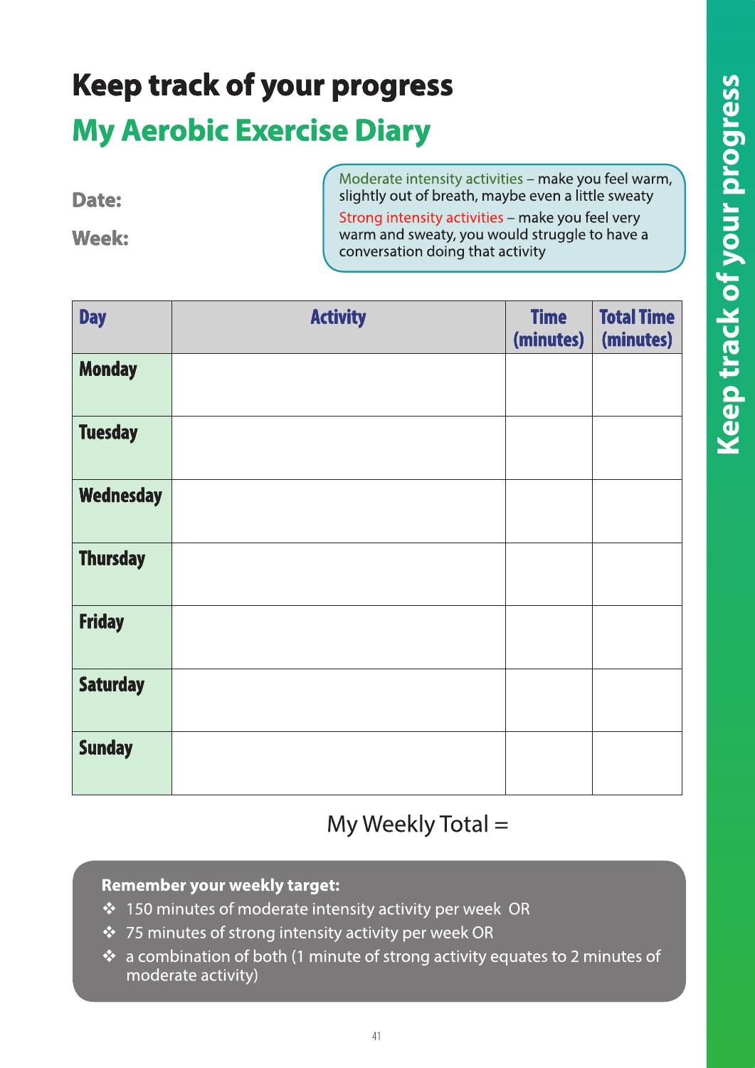# Keep track of your progress

## My Aerobic Exercise Diary

**Date:**

**Week:**

Moderate intensity activities – make you feel warm, slightly out of breath, maybe even a little sweaty

Strong intensity activities – make you feel very warm and sweaty, you would struggle to have a conversation doing that activity

| Day | Activity | Time (minutes) | Total Time (minutes) |
|---|---|---|---|
| Monday | | | |
| Tuesday | | | |
| Wednesday | | | |
| Thursday | | | |
| Friday | | | |
| Saturday | | | |
| Sunday | | | |

My Weekly Total =

**Remember your weekly target:**

- 150 minutes of moderate intensity activity per week OR
- 75 minutes of strong intensity activity per week OR
- a combination of both (1 minute of strong activity equates to 2 minutes of moderate activity)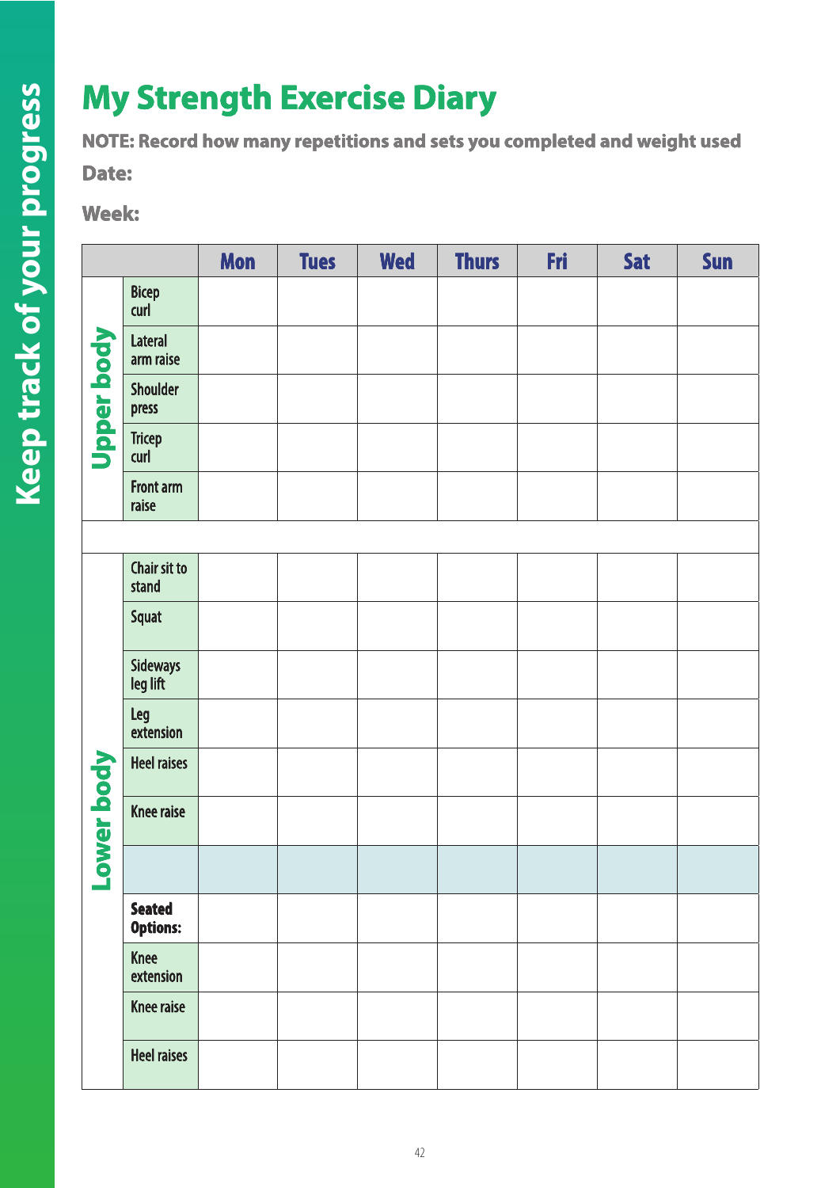# My Strength Exercise Diary

**NOTE: Record how many repetitions and sets you completed and weight used**

**Date:**

**Week:**

| | | Mon | Tues | Wed | Thurs | Fri | Sat | Sun |
|---|---|---|---|---|---|---|---|---|
| Upper body | Bicep curl | | | | | | | |
| | Lateral arm raise | | | | | | | |
| | Shoulder press | | | | | | | |
| | Tricep curl | | | | | | | |
| | Front arm raise | | | | | | | |
| | | | | | | | | |
| Lower body | Chair sit to stand | | | | | | | |
| | Squat | | | | | | | |
| | Sideways leg lift | | | | | | | |
| | Leg extension | | | | | | | |
| | Heel raises | | | | | | | |
| | Knee raise | | | | | | | |
| | | | | | | | | |
| | **Seated Options:** | | | | | | | |
| | Knee extension | | | | | | | |
| | Knee raise | | | | | | | |
| | Heel raises | | | | | | | |

Keep track of your progress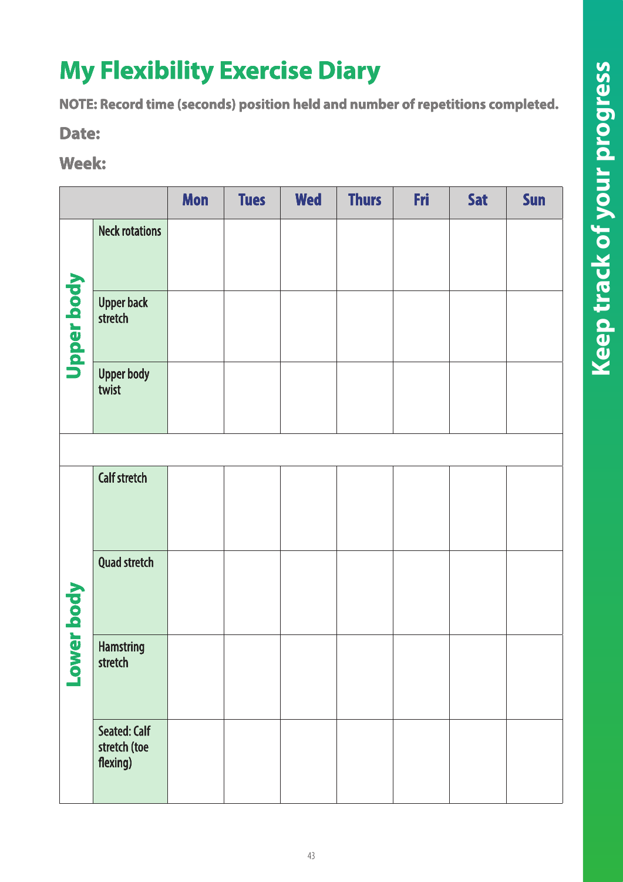# My Flexibility Exercise Diary

**NOTE: Record time (seconds) position held and number of repetitions completed.**

**Date:**

**Week:**

| | | Mon | Tues | Wed | Thurs | Fri | Sat | Sun |
|---|---|---|---|---|---|---|---|---|
| Upper body | Neck rotations | | | | | | | |
| | Upper back stretch | | | | | | | |
| | Upper body twist | | | | | | | |
| | | | | | | | | |
| Lower body | Calf stretch | | | | | | | |
| | Quad stretch | | | | | | | |
| | Hamstring stretch | | | | | | | |
| | Seated: Calf stretch (toe flexing) | | | | | | | |

Keep track of your progress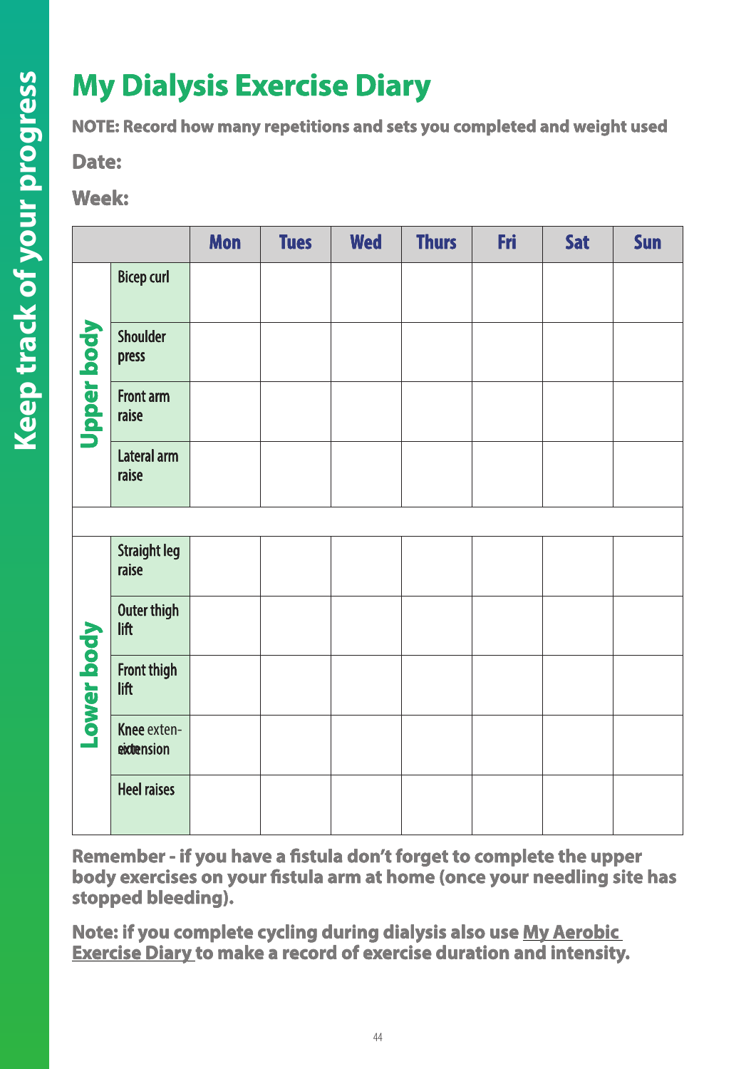# My Dialysis Exercise Diary

**NOTE: Record how many repetitions and sets you completed and weight used**

**Date:**

**Week:**

| | | Mon | Tues | Wed | Thurs | Fri | Sat | Sun |
|---|---|---|---|---|---|---|---|---|
| Upper body | Bicep curl | | | | | | | |
| | Shoulder press | | | | | | | |
| | Front arm raise | | | | | | | |
| | Lateral arm raise | | | | | | | |
| | | | | | | | | |
| Lower body | Straight leg raise | | | | | | | |
| | Outer thigh lift | | | | | | | |
| | Front thigh lift | | | | | | | |
| | Knee extension | | | | | | | |
| | Heel raises | | | | | | | |

**Remember - if you have a fistula don't forget to complete the upper body exercises on your fistula arm at home (once your needling site has stopped bleeding).**

**Note: if you complete cycling during dialysis also use My Aerobic Exercise Diary to make a record of exercise duration and intensity.**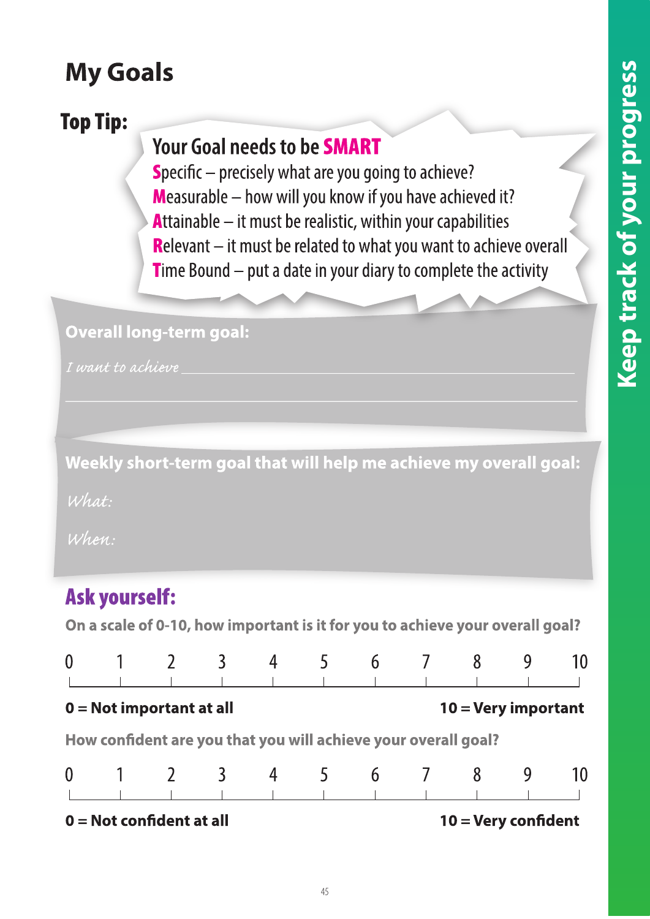# My Goals

**Top Tip:**

## Your Goal needs to be SMART

**S**pecific – precisely what are you going to achieve?
**M**easurable – how will you know if you have achieved it?
**A**ttainable – it must be realistic, within your capabilities
**R**elevant – it must be related to what you want to achieve overall
**T**ime Bound – put a date in your diary to complete the activity

**Overall long-term goal:**

*I want to achieve* ________________________________________________

________________________________________________________________

**Weekly short-term goal that will help me achieve my overall goal:**

*What:*

*When:*

## Ask yourself:

**On a scale of 0-10, how important is it for you to achieve your overall goal?**

0 1 2 3 4 5 6 7 8 9 10

**0 = Not important at all** **10 = Very important**

**How confident are you that you will achieve your overall goal?**

0 1 2 3 4 5 6 7 8 9 10

**0 = Not confident at all** **10 = Very confident**

Keep track of your progress